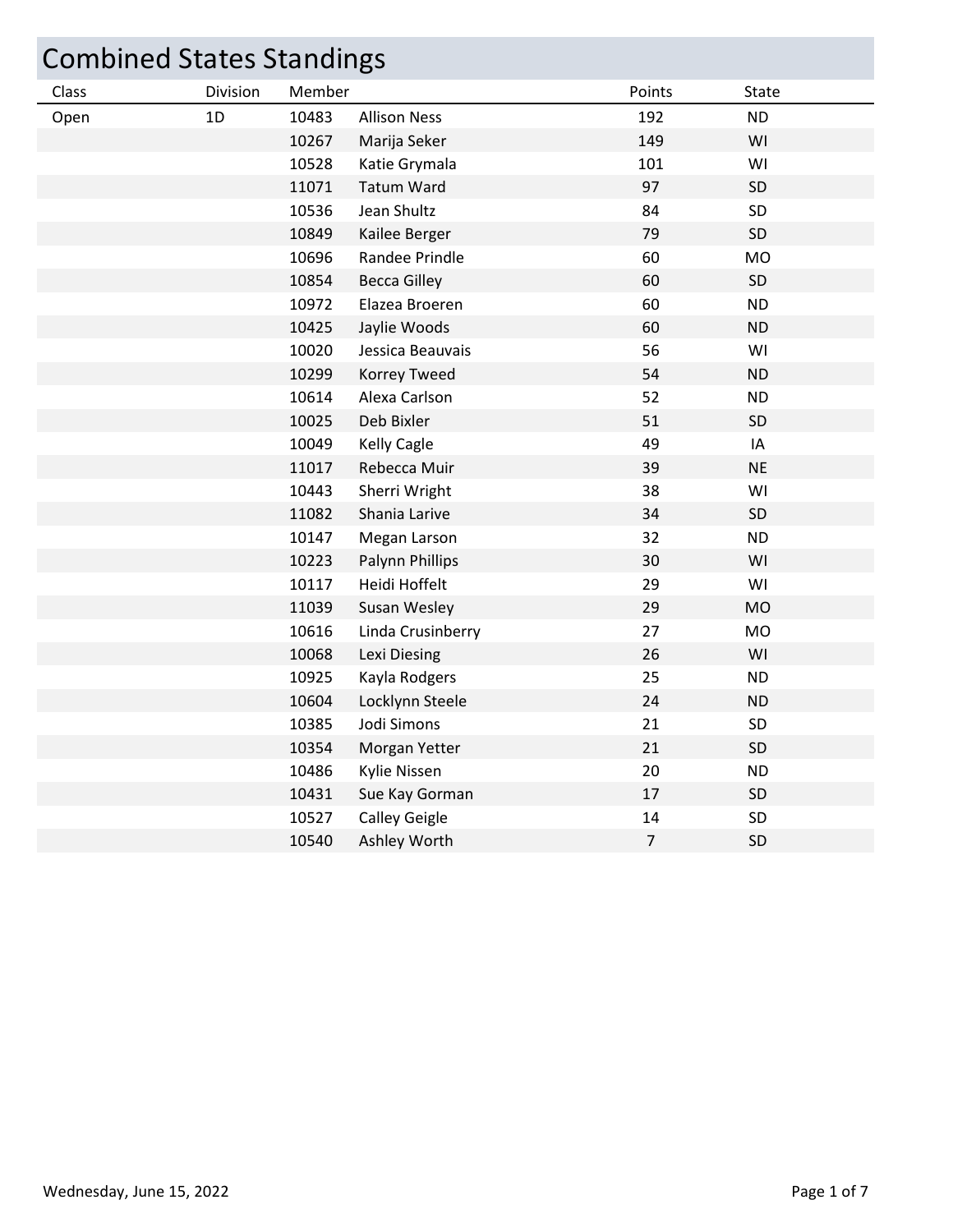# Combined States Standings

| Class | Division | Member | | Points | State |
|---|---|---|---|---|---|
| Open | 1D | 10483 | Allison Ness | 192 | ND |
| | | 10267 | Marija Seker | 149 | WI |
| | | 10528 | Katie Grymala | 101 | WI |
| | | 11071 | Tatum Ward | 97 | SD |
| | | 10536 | Jean Shultz | 84 | SD |
| | | 10849 | Kailee Berger | 79 | SD |
| | | 10696 | Randee Prindle | 60 | MO |
| | | 10854 | Becca Gilley | 60 | SD |
| | | 10972 | Elazea Broeren | 60 | ND |
| | | 10425 | Jaylie Woods | 60 | ND |
| | | 10020 | Jessica Beauvais | 56 | WI |
| | | 10299 | Korrey Tweed | 54 | ND |
| | | 10614 | Alexa Carlson | 52 | ND |
| | | 10025 | Deb Bixler | 51 | SD |
| | | 10049 | Kelly Cagle | 49 | IA |
| | | 11017 | Rebecca Muir | 39 | NE |
| | | 10443 | Sherri Wright | 38 | WI |
| | | 11082 | Shania Larive | 34 | SD |
| | | 10147 | Megan Larson | 32 | ND |
| | | 10223 | Palynn Phillips | 30 | WI |
| | | 10117 | Heidi Hoffelt | 29 | WI |
| | | 11039 | Susan Wesley | 29 | MO |
| | | 10616 | Linda Crusinberry | 27 | MO |
| | | 10068 | Lexi Diesing | 26 | WI |
| | | 10925 | Kayla Rodgers | 25 | ND |
| | | 10604 | Locklynn Steele | 24 | ND |
| | | 10385 | Jodi Simons | 21 | SD |
| | | 10354 | Morgan Yetter | 21 | SD |
| | | 10486 | Kylie Nissen | 20 | ND |
| | | 10431 | Sue Kay Gorman | 17 | SD |
| | | 10527 | Calley Geigle | 14 | SD |
| | | 10540 | Ashley Worth | 7 | SD |

Wednesday, June 15, 2022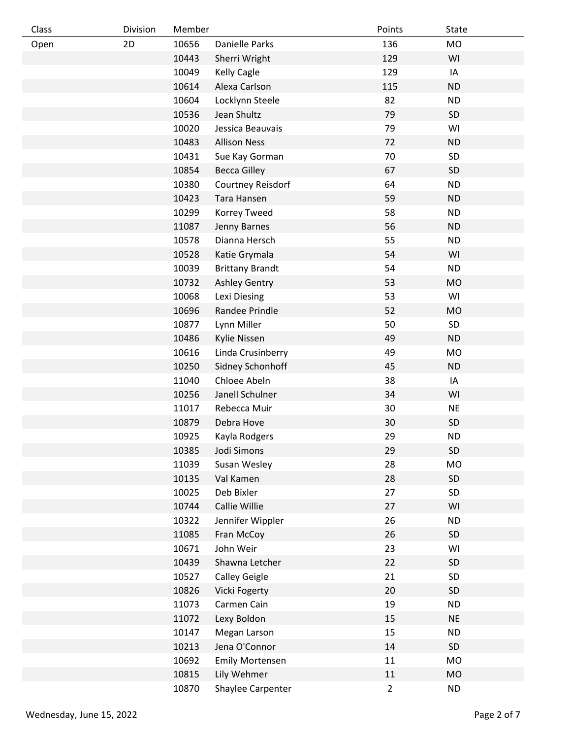| Class | Division | Member | | Points | State |
|---|---|---|---|---|---|
| Open | 2D | 10656 | Danielle Parks | 136 | MO |
| | | 10443 | Sherri Wright | 129 | WI |
| | | 10049 | Kelly Cagle | 129 | IA |
| | | 10614 | Alexa Carlson | 115 | ND |
| | | 10604 | Locklynn Steele | 82 | ND |
| | | 10536 | Jean Shultz | 79 | SD |
| | | 10020 | Jessica Beauvais | 79 | WI |
| | | 10483 | Allison Ness | 72 | ND |
| | | 10431 | Sue Kay Gorman | 70 | SD |
| | | 10854 | Becca Gilley | 67 | SD |
| | | 10380 | Courtney Reisdorf | 64 | ND |
| | | 10423 | Tara Hansen | 59 | ND |
| | | 10299 | Korrey Tweed | 58 | ND |
| | | 11087 | Jenny Barnes | 56 | ND |
| | | 10578 | Dianna Hersch | 55 | ND |
| | | 10528 | Katie Grymala | 54 | WI |
| | | 10039 | Brittany Brandt | 54 | ND |
| | | 10732 | Ashley Gentry | 53 | MO |
| | | 10068 | Lexi Diesing | 53 | WI |
| | | 10696 | Randee Prindle | 52 | MO |
| | | 10877 | Lynn Miller | 50 | SD |
| | | 10486 | Kylie Nissen | 49 | ND |
| | | 10616 | Linda Crusinberry | 49 | MO |
| | | 10250 | Sidney Schonhoff | 45 | ND |
| | | 11040 | Chloee Abeln | 38 | IA |
| | | 10256 | Janell Schulner | 34 | WI |
| | | 11017 | Rebecca Muir | 30 | NE |
| | | 10879 | Debra Hove | 30 | SD |
| | | 10925 | Kayla Rodgers | 29 | ND |
| | | 10385 | Jodi Simons | 29 | SD |
| | | 11039 | Susan Wesley | 28 | MO |
| | | 10135 | Val Kamen | 28 | SD |
| | | 10025 | Deb Bixler | 27 | SD |
| | | 10744 | Callie Willie | 27 | WI |
| | | 10322 | Jennifer Wippler | 26 | ND |
| | | 11085 | Fran McCoy | 26 | SD |
| | | 10671 | John Weir | 23 | WI |
| | | 10439 | Shawna Letcher | 22 | SD |
| | | 10527 | Calley Geigle | 21 | SD |
| | | 10826 | Vicki Fogerty | 20 | SD |
| | | 11073 | Carmen Cain | 19 | ND |
| | | 11072 | Lexy Boldon | 15 | NE |
| | | 10147 | Megan Larson | 15 | ND |
| | | 10213 | Jena O'Connor | 14 | SD |
| | | 10692 | Emily Mortensen | 11 | MO |
| | | 10815 | Lily Wehmer | 11 | MO |
| | | 10870 | Shaylee Carpenter | 2 | ND |

Wednesday, June 15, 2022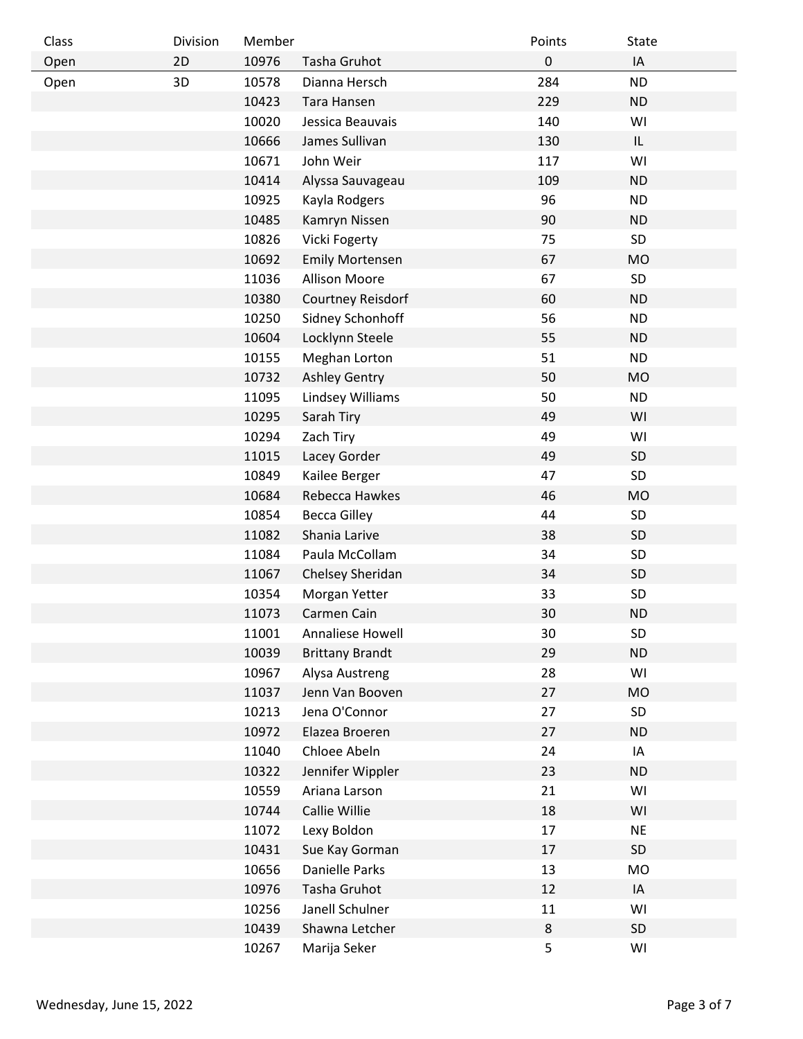| Class | Division | Member | | Points | State |
|---|---|---|---|---|---|
| Open | 2D | 10976 | Tasha Gruhot | 0 | IA |
| Open | 3D | 10578 | Dianna Hersch | 284 | ND |
| | | 10423 | Tara Hansen | 229 | ND |
| | | 10020 | Jessica Beauvais | 140 | WI |
| | | 10666 | James Sullivan | 130 | IL |
| | | 10671 | John Weir | 117 | WI |
| | | 10414 | Alyssa Sauvageau | 109 | ND |
| | | 10925 | Kayla Rodgers | 96 | ND |
| | | 10485 | Kamryn Nissen | 90 | ND |
| | | 10826 | Vicki Fogerty | 75 | SD |
| | | 10692 | Emily Mortensen | 67 | MO |
| | | 11036 | Allison Moore | 67 | SD |
| | | 10380 | Courtney Reisdorf | 60 | ND |
| | | 10250 | Sidney Schonhoff | 56 | ND |
| | | 10604 | Locklynn Steele | 55 | ND |
| | | 10155 | Meghan Lorton | 51 | ND |
| | | 10732 | Ashley Gentry | 50 | MO |
| | | 11095 | Lindsey Williams | 50 | ND |
| | | 10295 | Sarah Tiry | 49 | WI |
| | | 10294 | Zach Tiry | 49 | WI |
| | | 11015 | Lacey Gorder | 49 | SD |
| | | 10849 | Kailee Berger | 47 | SD |
| | | 10684 | Rebecca Hawkes | 46 | MO |
| | | 10854 | Becca Gilley | 44 | SD |
| | | 11082 | Shania Larive | 38 | SD |
| | | 11084 | Paula McCollam | 34 | SD |
| | | 11067 | Chelsey Sheridan | 34 | SD |
| | | 10354 | Morgan Yetter | 33 | SD |
| | | 11073 | Carmen Cain | 30 | ND |
| | | 11001 | Annaliese Howell | 30 | SD |
| | | 10039 | Brittany Brandt | 29 | ND |
| | | 10967 | Alysa Austreng | 28 | WI |
| | | 11037 | Jenn Van Booven | 27 | MO |
| | | 10213 | Jena O'Connor | 27 | SD |
| | | 10972 | Elazea Broeren | 27 | ND |
| | | 11040 | Chloee Abeln | 24 | IA |
| | | 10322 | Jennifer Wippler | 23 | ND |
| | | 10559 | Ariana Larson | 21 | WI |
| | | 10744 | Callie Willie | 18 | WI |
| | | 11072 | Lexy Boldon | 17 | NE |
| | | 10431 | Sue Kay Gorman | 17 | SD |
| | | 10656 | Danielle Parks | 13 | MO |
| | | 10976 | Tasha Gruhot | 12 | IA |
| | | 10256 | Janell Schulner | 11 | WI |
| | | 10439 | Shawna Letcher | 8 | SD |
| | | 10267 | Marija Seker | 5 | WI |

Wednesday, June 15, 2022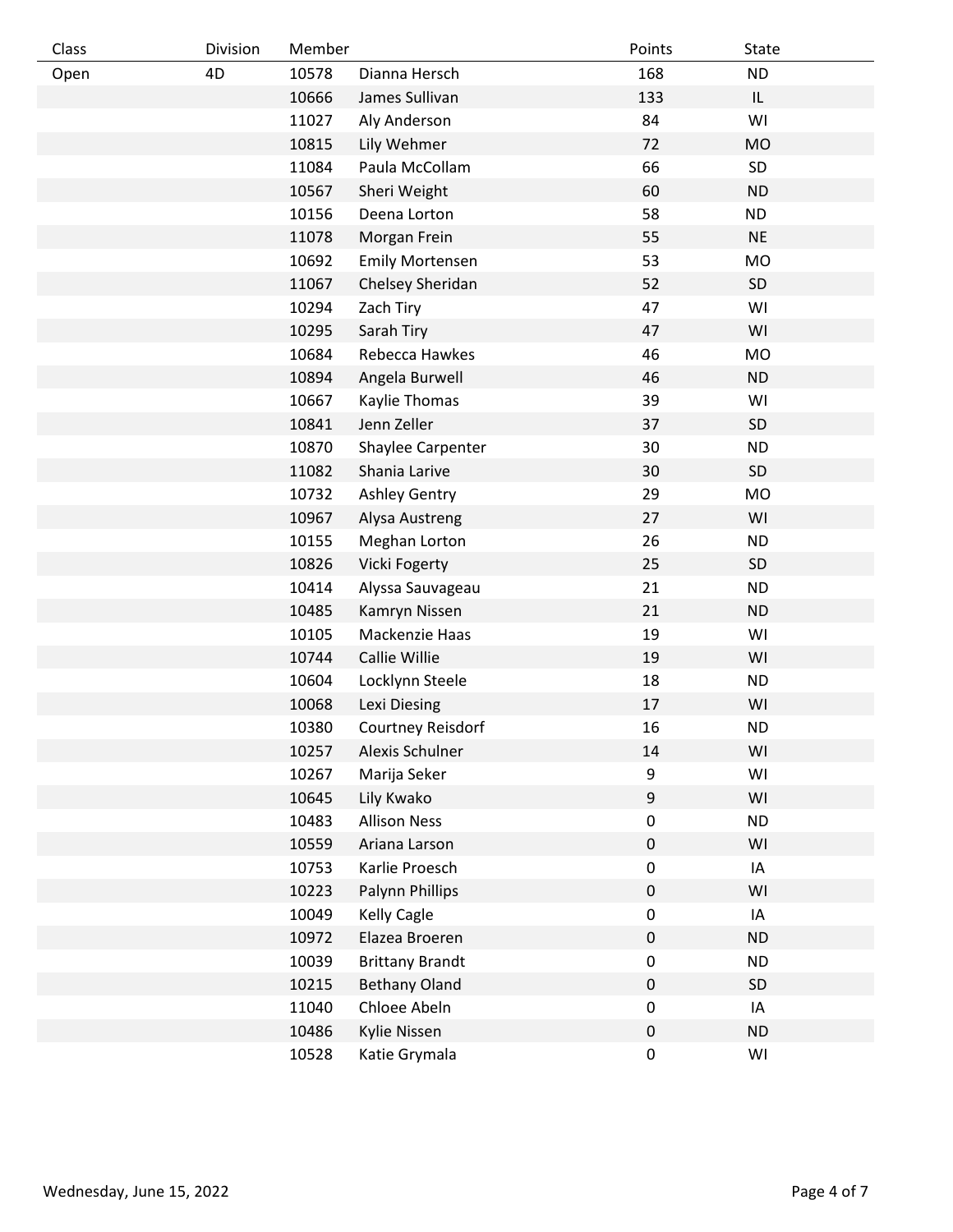| Class | Division | Member | | Points | State |
|---|---|---|---|---|---|
| Open | 4D | 10578 | Dianna Hersch | 168 | ND |
| | | 10666 | James Sullivan | 133 | IL |
| | | 11027 | Aly Anderson | 84 | WI |
| | | 10815 | Lily Wehmer | 72 | MO |
| | | 11084 | Paula McCollam | 66 | SD |
| | | 10567 | Sheri Weight | 60 | ND |
| | | 10156 | Deena Lorton | 58 | ND |
| | | 11078 | Morgan Frein | 55 | NE |
| | | 10692 | Emily Mortensen | 53 | MO |
| | | 11067 | Chelsey Sheridan | 52 | SD |
| | | 10294 | Zach Tiry | 47 | WI |
| | | 10295 | Sarah Tiry | 47 | WI |
| | | 10684 | Rebecca Hawkes | 46 | MO |
| | | 10894 | Angela Burwell | 46 | ND |
| | | 10667 | Kaylie Thomas | 39 | WI |
| | | 10841 | Jenn Zeller | 37 | SD |
| | | 10870 | Shaylee Carpenter | 30 | ND |
| | | 11082 | Shania Larive | 30 | SD |
| | | 10732 | Ashley Gentry | 29 | MO |
| | | 10967 | Alysa Austreng | 27 | WI |
| | | 10155 | Meghan Lorton | 26 | ND |
| | | 10826 | Vicki Fogerty | 25 | SD |
| | | 10414 | Alyssa Sauvageau | 21 | ND |
| | | 10485 | Kamryn Nissen | 21 | ND |
| | | 10105 | Mackenzie Haas | 19 | WI |
| | | 10744 | Callie Willie | 19 | WI |
| | | 10604 | Locklynn Steele | 18 | ND |
| | | 10068 | Lexi Diesing | 17 | WI |
| | | 10380 | Courtney Reisdorf | 16 | ND |
| | | 10257 | Alexis Schulner | 14 | WI |
| | | 10267 | Marija Seker | 9 | WI |
| | | 10645 | Lily Kwako | 9 | WI |
| | | 10483 | Allison Ness | 0 | ND |
| | | 10559 | Ariana Larson | 0 | WI |
| | | 10753 | Karlie Proesch | 0 | IA |
| | | 10223 | Palynn Phillips | 0 | WI |
| | | 10049 | Kelly Cagle | 0 | IA |
| | | 10972 | Elazea Broeren | 0 | ND |
| | | 10039 | Brittany Brandt | 0 | ND |
| | | 10215 | Bethany Oland | 0 | SD |
| | | 11040 | Chloee Abeln | 0 | IA |
| | | 10486 | Kylie Nissen | 0 | ND |
| | | 10528 | Katie Grymala | 0 | WI |

Wednesday, June 15, 2022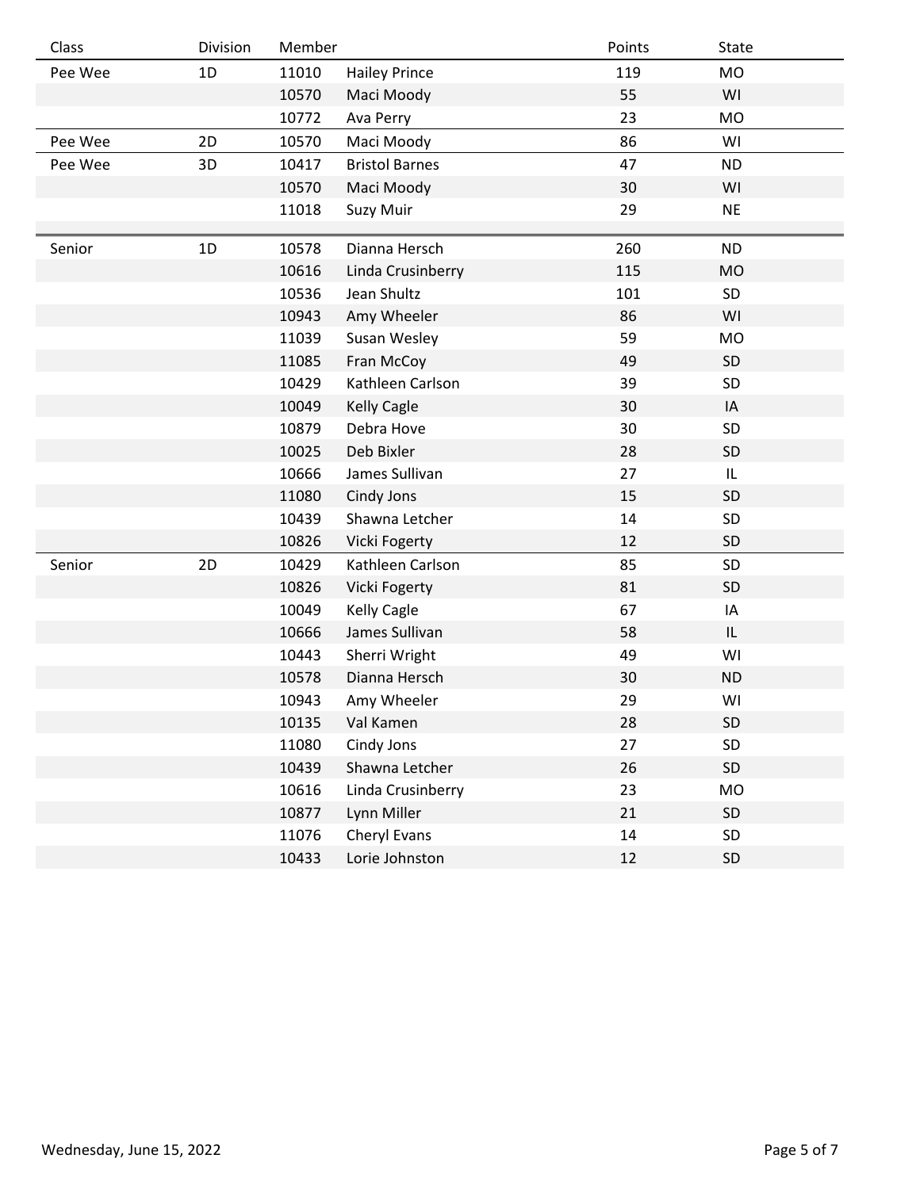| Class | Division | Member | | Points | State |
| --- | --- | --- | --- | --- | --- |
| Pee Wee | 1D | 11010 | Hailey Prince | 119 | MO |
| | | 10570 | Maci Moody | 55 | WI |
| | | 10772 | Ava Perry | 23 | MO |
| Pee Wee | 2D | 10570 | Maci Moody | 86 | WI |
| Pee Wee | 3D | 10417 | Bristol Barnes | 47 | ND |
| | | 10570 | Maci Moody | 30 | WI |
| | | 11018 | Suzy Muir | 29 | NE |
| Senior | 1D | 10578 | Dianna Hersch | 260 | ND |
| | | 10616 | Linda Crusinberry | 115 | MO |
| | | 10536 | Jean Shultz | 101 | SD |
| | | 10943 | Amy Wheeler | 86 | WI |
| | | 11039 | Susan Wesley | 59 | MO |
| | | 11085 | Fran McCoy | 49 | SD |
| | | 10429 | Kathleen Carlson | 39 | SD |
| | | 10049 | Kelly Cagle | 30 | IA |
| | | 10879 | Debra Hove | 30 | SD |
| | | 10025 | Deb Bixler | 28 | SD |
| | | 10666 | James Sullivan | 27 | IL |
| | | 11080 | Cindy Jons | 15 | SD |
| | | 10439 | Shawna Letcher | 14 | SD |
| | | 10826 | Vicki Fogerty | 12 | SD |
| Senior | 2D | 10429 | Kathleen Carlson | 85 | SD |
| | | 10826 | Vicki Fogerty | 81 | SD |
| | | 10049 | Kelly Cagle | 67 | IA |
| | | 10666 | James Sullivan | 58 | IL |
| | | 10443 | Sherri Wright | 49 | WI |
| | | 10578 | Dianna Hersch | 30 | ND |
| | | 10943 | Amy Wheeler | 29 | WI |
| | | 10135 | Val Kamen | 28 | SD |
| | | 11080 | Cindy Jons | 27 | SD |
| | | 10439 | Shawna Letcher | 26 | SD |
| | | 10616 | Linda Crusinberry | 23 | MO |
| | | 10877 | Lynn Miller | 21 | SD |
| | | 11076 | Cheryl Evans | 14 | SD |
| | | 10433 | Lorie Johnston | 12 | SD |

Wednesday, June 15, 2022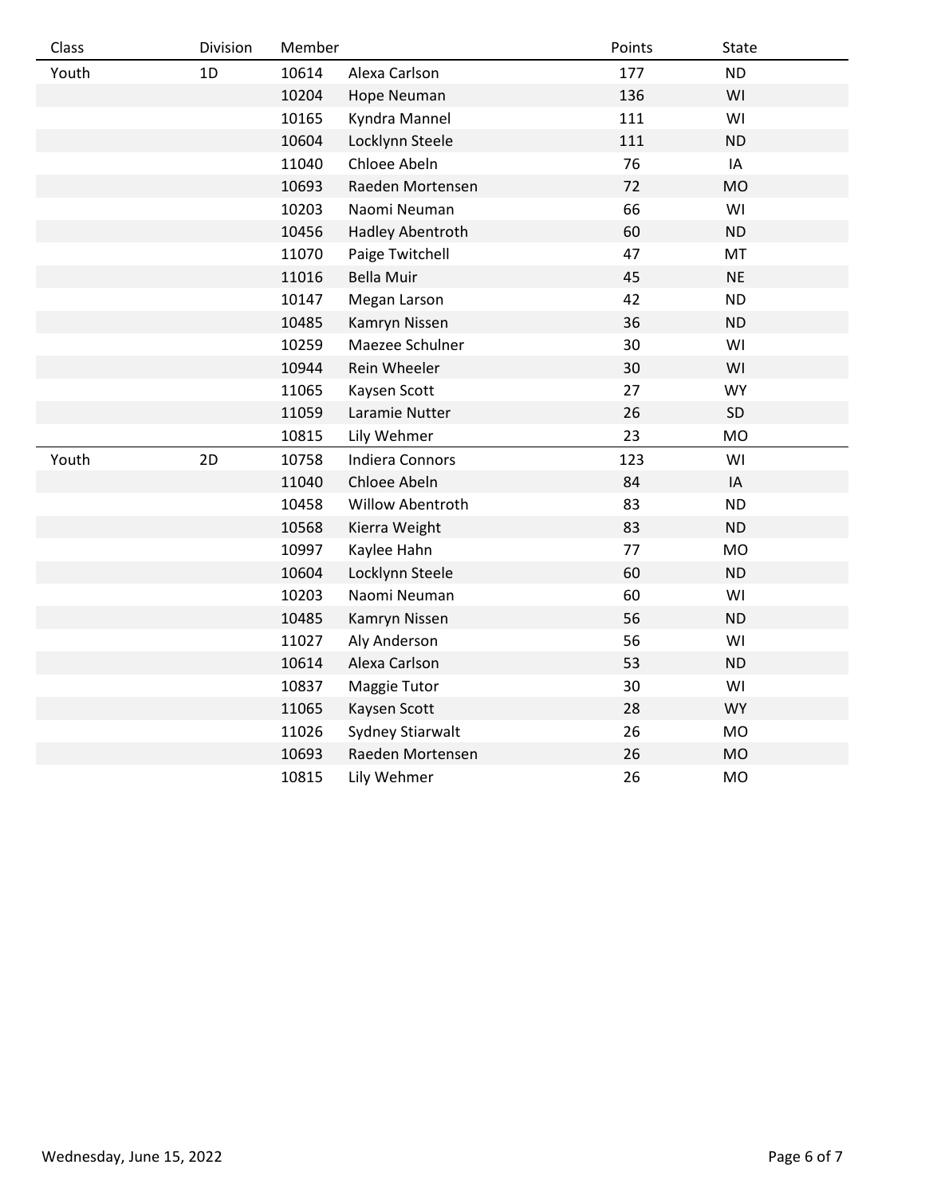| Class | Division | Member | | Points | State |
|---|---|---|---|---|---|
| Youth | 1D | 10614 | Alexa Carlson | 177 | ND |
| | | 10204 | Hope Neuman | 136 | WI |
| | | 10165 | Kyndra Mannel | 111 | WI |
| | | 10604 | Locklynn Steele | 111 | ND |
| | | 11040 | Chloee Abeln | 76 | IA |
| | | 10693 | Raeden Mortensen | 72 | MO |
| | | 10203 | Naomi Neuman | 66 | WI |
| | | 10456 | Hadley Abentroth | 60 | ND |
| | | 11070 | Paige Twitchell | 47 | MT |
| | | 11016 | Bella Muir | 45 | NE |
| | | 10147 | Megan Larson | 42 | ND |
| | | 10485 | Kamryn Nissen | 36 | ND |
| | | 10259 | Maezee Schulner | 30 | WI |
| | | 10944 | Rein Wheeler | 30 | WI |
| | | 11065 | Kaysen Scott | 27 | WY |
| | | 11059 | Laramie Nutter | 26 | SD |
| | | 10815 | Lily Wehmer | 23 | MO |
| Youth | 2D | 10758 | Indiera Connors | 123 | WI |
| | | 11040 | Chloee Abeln | 84 | IA |
| | | 10458 | Willow Abentroth | 83 | ND |
| | | 10568 | Kierra Weight | 83 | ND |
| | | 10997 | Kaylee Hahn | 77 | MO |
| | | 10604 | Locklynn Steele | 60 | ND |
| | | 10203 | Naomi Neuman | 60 | WI |
| | | 10485 | Kamryn Nissen | 56 | ND |
| | | 11027 | Aly Anderson | 56 | WI |
| | | 10614 | Alexa Carlson | 53 | ND |
| | | 10837 | Maggie Tutor | 30 | WI |
| | | 11065 | Kaysen Scott | 28 | WY |
| | | 11026 | Sydney Stiarwalt | 26 | MO |
| | | 10693 | Raeden Mortensen | 26 | MO |
| | | 10815 | Lily Wehmer | 26 | MO |

Wednesday, June 15, 2022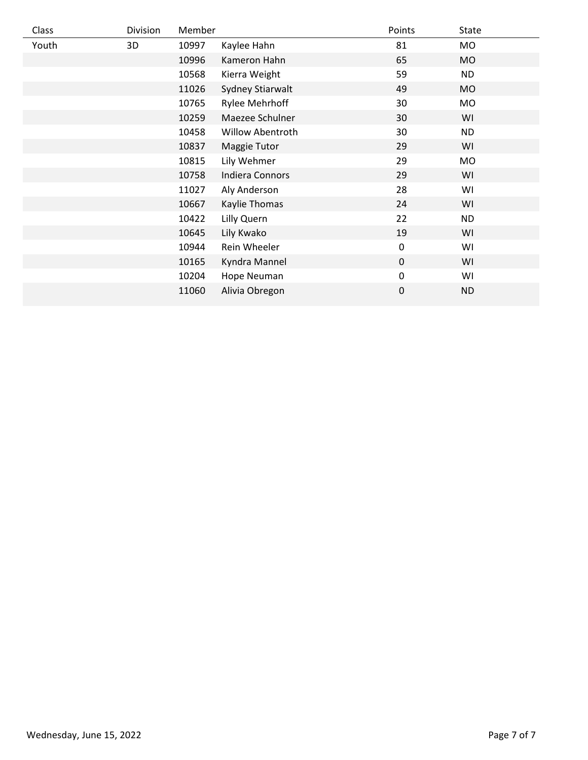| Class | Division | Member | | Points | State |
|---|---|---|---|---|---|
| Youth | 3D | 10997 | Kaylee Hahn | 81 | MO |
| | | 10996 | Kameron Hahn | 65 | MO |
| | | 10568 | Kierra Weight | 59 | ND |
| | | 11026 | Sydney Stiarwalt | 49 | MO |
| | | 10765 | Rylee Mehrhoff | 30 | MO |
| | | 10259 | Maezee Schulner | 30 | WI |
| | | 10458 | Willow Abentroth | 30 | ND |
| | | 10837 | Maggie Tutor | 29 | WI |
| | | 10815 | Lily Wehmer | 29 | MO |
| | | 10758 | Indiera Connors | 29 | WI |
| | | 11027 | Aly Anderson | 28 | WI |
| | | 10667 | Kaylie Thomas | 24 | WI |
| | | 10422 | Lilly Quern | 22 | ND |
| | | 10645 | Lily Kwako | 19 | WI |
| | | 10944 | Rein Wheeler | 0 | WI |
| | | 10165 | Kyndra Mannel | 0 | WI |
| | | 10204 | Hope Neuman | 0 | WI |
| | | 11060 | Alivia Obregon | 0 | ND |

Wednesday, June 15, 2022